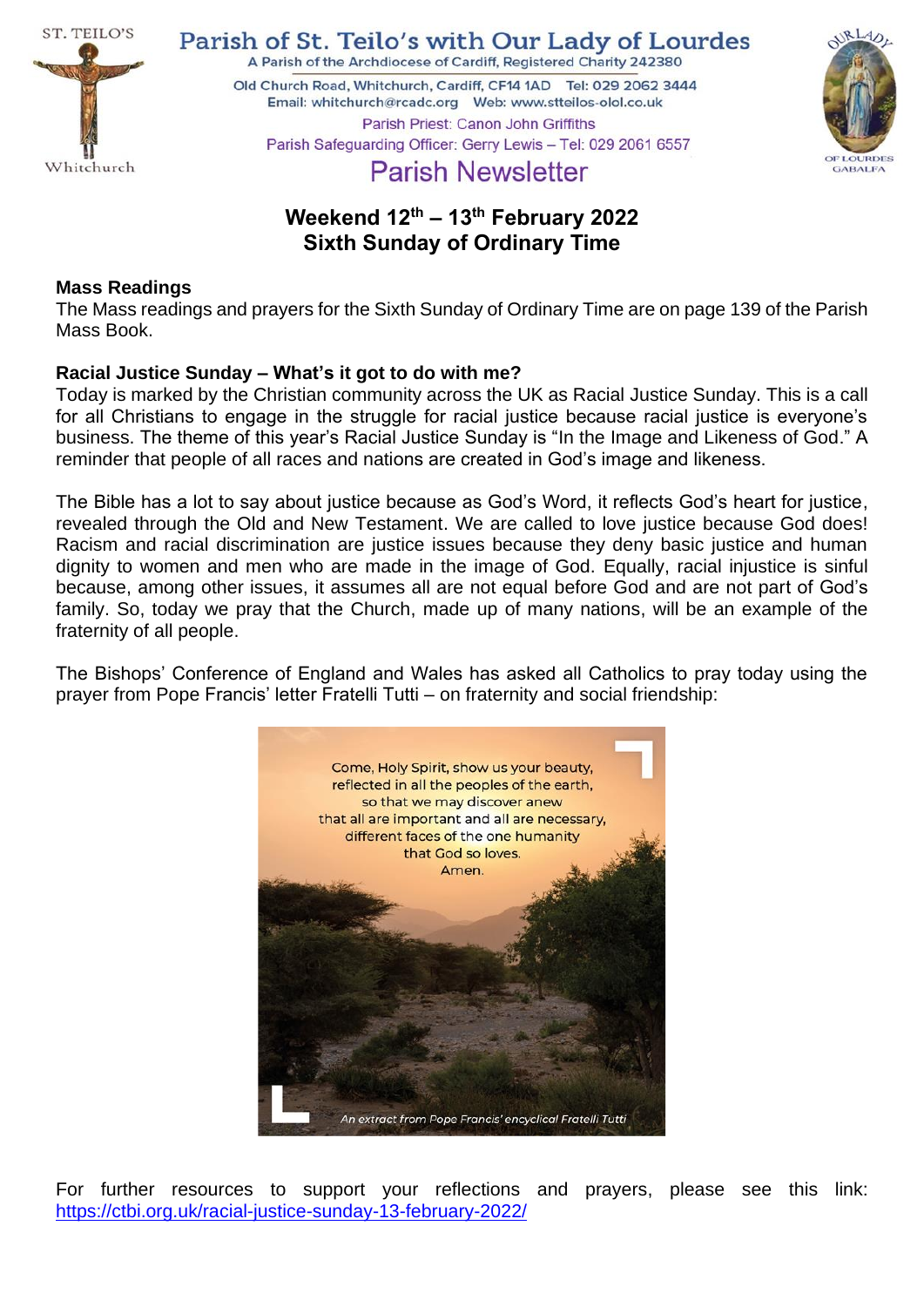# Parish of St. Teilo's with Our Lady of Lourdes

A Parish of the Archdiocese of Cardiff, Registered Charity 242380

Old Church Road, Whitchurch, Cardiff, CF14 1AD Tel: 029 2062 3444
Email: whitchurch@rcadc.org Web: www.stteilos-olol.co.uk

Parish Priest: Canon John Griffiths
Parish Safeguarding Officer: Gerry Lewis – Tel: 029 2061 6557

## Parish Newsletter

## Weekend 12th – 13th February 2022
## Sixth Sunday of Ordinary Time

**Mass Readings**

The Mass readings and prayers for the Sixth Sunday of Ordinary Time are on page 139 of the Parish Mass Book.

**Racial Justice Sunday – What's it got to do with me?**

Today is marked by the Christian community across the UK as Racial Justice Sunday. This is a call for all Christians to engage in the struggle for racial justice because racial justice is everyone's business. The theme of this year's Racial Justice Sunday is "In the Image and Likeness of God." A reminder that people of all races and nations are created in God's image and likeness.

The Bible has a lot to say about justice because as God's Word, it reflects God's heart for justice, revealed through the Old and New Testament. We are called to love justice because God does! Racism and racial discrimination are justice issues because they deny basic justice and human dignity to women and men who are made in the image of God. Equally, racial injustice is sinful because, among other issues, it assumes all are not equal before God and are not part of God's family. So, today we pray that the Church, made up of many nations, will be an example of the fraternity of all people.

The Bishops' Conference of England and Wales has asked all Catholics to pray today using the prayer from Pope Francis' letter Fratelli Tutti – on fraternity and social friendship:

Come, Holy Spirit, show us your beauty,
reflected in all the peoples of the earth,
so that we may discover anew
that all are important and all are necessary,
different faces of the one humanity
that God so loves.
Amen.

*An extract from Pope Francis' encyclical Fratelli Tutti*

For further resources to support your reflections and prayers, please see this link: https://ctbi.org.uk/racial-justice-sunday-13-february-2022/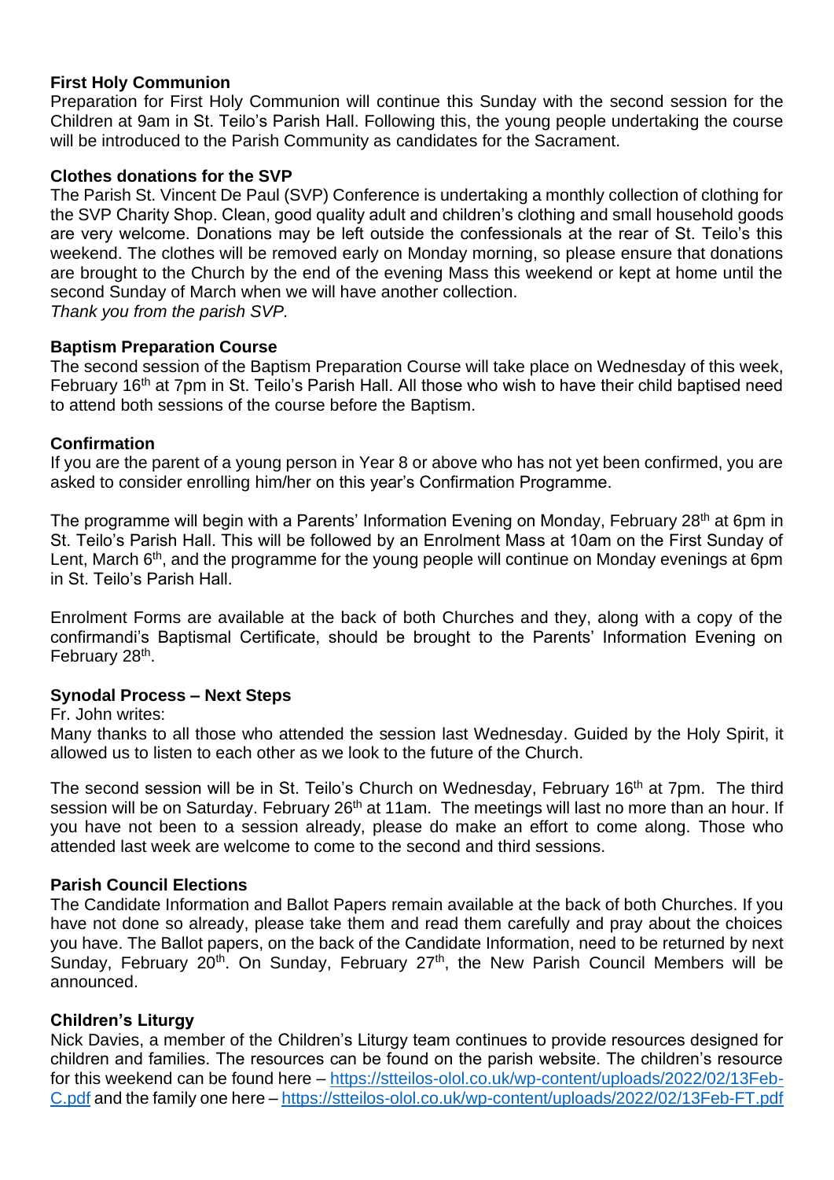**First Holy Communion**

Preparation for First Holy Communion will continue this Sunday with the second session for the Children at 9am in St. Teilo's Parish Hall. Following this, the young people undertaking the course will be introduced to the Parish Community as candidates for the Sacrament.

**Clothes donations for the SVP**

The Parish St. Vincent De Paul (SVP) Conference is undertaking a monthly collection of clothing for the SVP Charity Shop. Clean, good quality adult and children's clothing and small household goods are very welcome. Donations may be left outside the confessionals at the rear of St. Teilo's this weekend. The clothes will be removed early on Monday morning, so please ensure that donations are brought to the Church by the end of the evening Mass this weekend or kept at home until the second Sunday of March when we will have another collection.

*Thank you from the parish SVP.*

**Baptism Preparation Course**

The second session of the Baptism Preparation Course will take place on Wednesday of this week, February 16th at 7pm in St. Teilo's Parish Hall. All those who wish to have their child baptised need to attend both sessions of the course before the Baptism.

**Confirmation**

If you are the parent of a young person in Year 8 or above who has not yet been confirmed, you are asked to consider enrolling him/her on this year's Confirmation Programme.

The programme will begin with a Parents' Information Evening on Monday, February 28th at 6pm in St. Teilo's Parish Hall. This will be followed by an Enrolment Mass at 10am on the First Sunday of Lent, March 6th, and the programme for the young people will continue on Monday evenings at 6pm in St. Teilo's Parish Hall.

Enrolment Forms are available at the back of both Churches and they, along with a copy of the confirmandi's Baptismal Certificate, should be brought to the Parents' Information Evening on February 28th.

**Synodal Process – Next Steps**

Fr. John writes:

Many thanks to all those who attended the session last Wednesday. Guided by the Holy Spirit, it allowed us to listen to each other as we look to the future of the Church.

The second session will be in St. Teilo's Church on Wednesday, February 16th at 7pm. The third session will be on Saturday. February 26th at 11am. The meetings will last no more than an hour. If you have not been to a session already, please do make an effort to come along. Those who attended last week are welcome to come to the second and third sessions.

**Parish Council Elections**

The Candidate Information and Ballot Papers remain available at the back of both Churches. If you have not done so already, please take them and read them carefully and pray about the choices you have. The Ballot papers, on the back of the Candidate Information, need to be returned by next Sunday, February 20th. On Sunday, February 27th, the New Parish Council Members will be announced.

**Children's Liturgy**

Nick Davies, a member of the Children's Liturgy team continues to provide resources designed for children and families. The resources can be found on the parish website. The children's resource for this weekend can be found here – https://stteilos-olol.co.uk/wp-content/uploads/2022/02/13Feb-C.pdf and the family one here – https://stteilos-olol.co.uk/wp-content/uploads/2022/02/13Feb-FT.pdf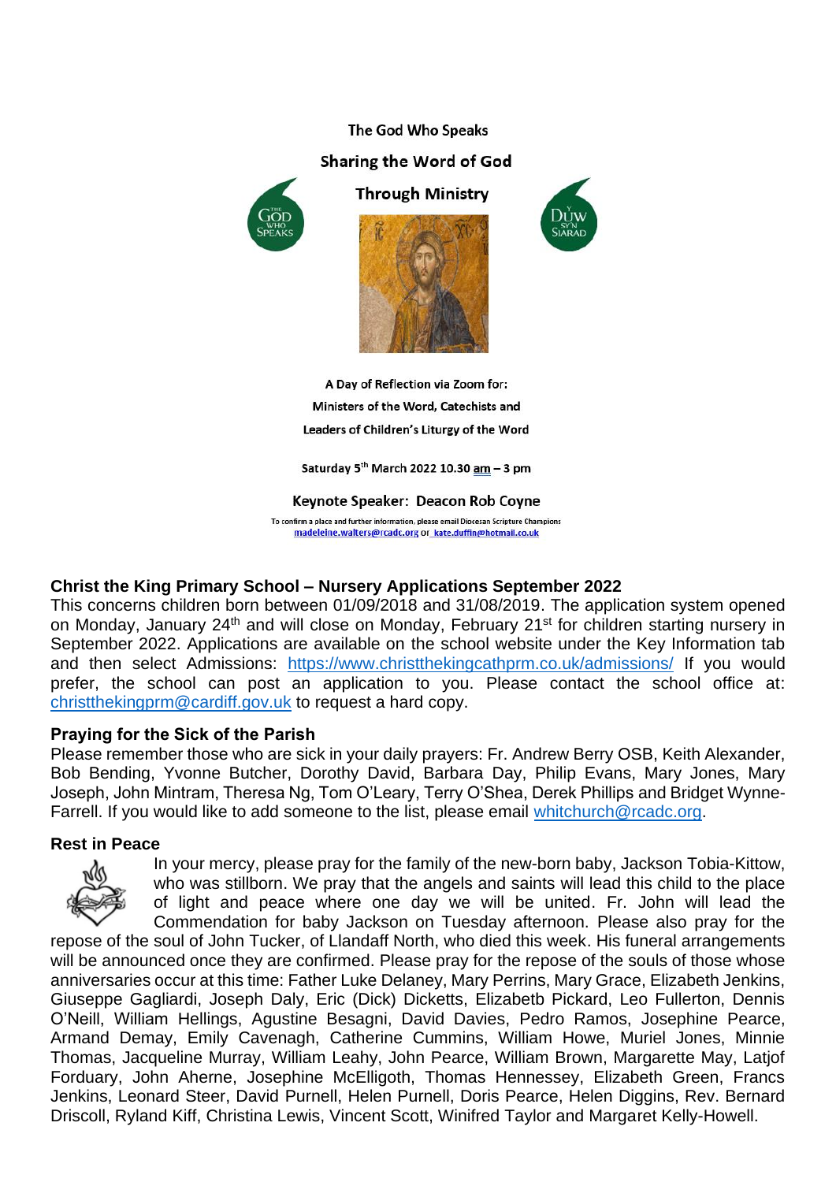The God Who Speaks

Sharing the Word of God

Through Ministry

A Day of Reflection via Zoom for:
Ministers of the Word, Catechists and
Leaders of Children's Liturgy of the Word

Saturday 5th March 2022 10.30 am – 3 pm

Keynote Speaker: Deacon Rob Coyne

To confirm a place and further information, please email Diocesan Scripture Champions
madeleine.walters@rcadc.org or kate.duffin@hotmail.co.uk

### Christ the King Primary School – Nursery Applications September 2022

This concerns children born between 01/09/2018 and 31/08/2019. The application system opened on Monday, January 24th and will close on Monday, February 21st for children starting nursery in September 2022. Applications are available on the school website under the Key Information tab and then select Admissions: https://www.christthekingcathprm.co.uk/admissions/ If you would prefer, the school can post an application to you. Please contact the school office at: christthekingprm@cardiff.gov.uk to request a hard copy.

### Praying for the Sick of the Parish

Please remember those who are sick in your daily prayers: Fr. Andrew Berry OSB, Keith Alexander, Bob Bending, Yvonne Butcher, Dorothy David, Barbara Day, Philip Evans, Mary Jones, Mary Joseph, John Mintram, Theresa Ng, Tom O'Leary, Terry O'Shea, Derek Phillips and Bridget Wynne-Farrell. If you would like to add someone to the list, please email whitchurch@rcadc.org.

### Rest in Peace

In your mercy, please pray for the family of the new-born baby, Jackson Tobia-Kittow, who was stillborn. We pray that the angels and saints will lead this child to the place of light and peace where one day we will be united. Fr. John will lead the Commendation for baby Jackson on Tuesday afternoon. Please also pray for the repose of the soul of John Tucker, of Llandaff North, who died this week. His funeral arrangements will be announced once they are confirmed. Please pray for the repose of the souls of those whose anniversaries occur at this time: Father Luke Delaney, Mary Perrins, Mary Grace, Elizabeth Jenkins, Giuseppe Gagliardi, Joseph Daly, Eric (Dick) Dicketts, Elizabetb Pickard, Leo Fullerton, Dennis O'Neill, William Hellings, Agustine Besagni, David Davies, Pedro Ramos, Josephine Pearce, Armand Demay, Emily Cavenagh, Catherine Cummins, William Howe, Muriel Jones, Minnie Thomas, Jacqueline Murray, William Leahy, John Pearce, William Brown, Margarette May, Latjof Forduary, John Aherne, Josephine McElligoth, Thomas Hennessey, Elizabeth Green, Francs Jenkins, Leonard Steer, David Purnell, Helen Purnell, Doris Pearce, Helen Diggins, Rev. Bernard Driscoll, Ryland Kiff, Christina Lewis, Vincent Scott, Winifred Taylor and Margaret Kelly-Howell.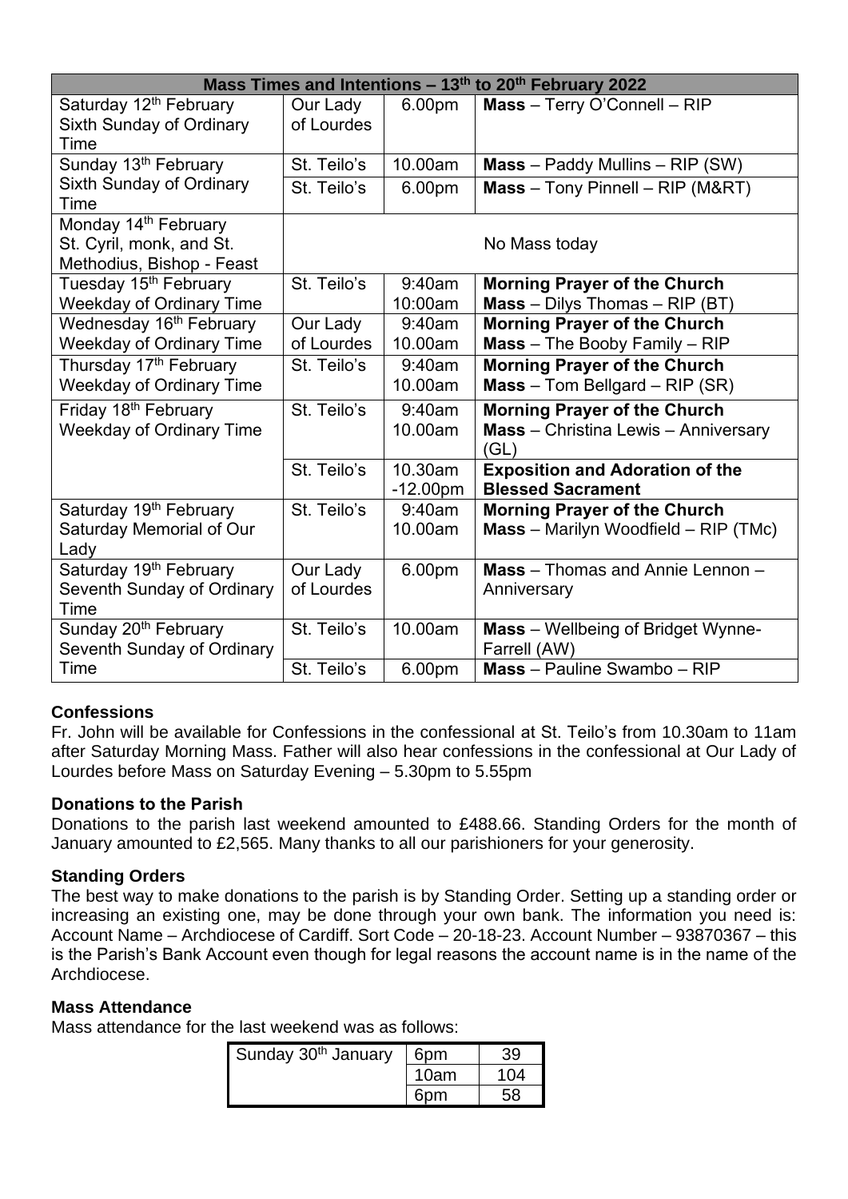| Mass Times and Intentions – 13th to 20th February 2022 | | | |
|---|---|---|---|
| Saturday 12th February Sixth Sunday of Ordinary Time | Our Lady of Lourdes | 6.00pm | **Mass** – Terry O'Connell – RIP |
| Sunday 13th February Sixth Sunday of Ordinary Time | St. Teilo's | 10.00am | **Mass** – Paddy Mullins – RIP (SW) |
| | St. Teilo's | 6.00pm | **Mass** – Tony Pinnell – RIP (M&RT) |
| Monday 14th February St. Cyril, monk, and St. Methodius, Bishop - Feast | No Mass today | | |
| Tuesday 15th February Weekday of Ordinary Time | St. Teilo's | 9:40am 10:00am | **Morning Prayer of the Church** **Mass** – Dilys Thomas – RIP (BT) |
| Wednesday 16th February Weekday of Ordinary Time | Our Lady of Lourdes | 9:40am 10.00am | **Morning Prayer of the Church** **Mass** – The Booby Family – RIP |
| Thursday 17th February Weekday of Ordinary Time | St. Teilo's | 9:40am 10.00am | **Morning Prayer of the Church** **Mass** – Tom Bellgard – RIP (SR) |
| Friday 18th February Weekday of Ordinary Time | St. Teilo's | 9:40am 10.00am | **Morning Prayer of the Church** **Mass** – Christina Lewis – Anniversary (GL) |
| | St. Teilo's | 10.30am -12.00pm | **Exposition and Adoration of the Blessed Sacrament** |
| Saturday 19th February Saturday Memorial of Our Lady | St. Teilo's | 9:40am 10.00am | **Morning Prayer of the Church** **Mass** – Marilyn Woodfield – RIP (TMc) |
| Saturday 19th February Seventh Sunday of Ordinary Time | Our Lady of Lourdes | 6.00pm | **Mass** – Thomas and Annie Lennon – Anniversary |
| Sunday 20th February Seventh Sunday of Ordinary Time | St. Teilo's | 10.00am | **Mass** – Wellbeing of Bridget Wynne-Farrell (AW) |
| | St. Teilo's | 6.00pm | **Mass** – Pauline Swambo – RIP |

### Confessions

Fr. John will be available for Confessions in the confessional at St. Teilo's from 10.30am to 11am after Saturday Morning Mass. Father will also hear confessions in the confessional at Our Lady of Lourdes before Mass on Saturday Evening – 5.30pm to 5.55pm

### Donations to the Parish

Donations to the parish last weekend amounted to £488.66. Standing Orders for the month of January amounted to £2,565. Many thanks to all our parishioners for your generosity.

### Standing Orders

The best way to make donations to the parish is by Standing Order. Setting up a standing order or increasing an existing one, may be done through your own bank. The information you need is: Account Name – Archdiocese of Cardiff. Sort Code – 20-18-23. Account Number – 93870367 – this is the Parish's Bank Account even though for legal reasons the account name is in the name of the Archdiocese.

### Mass Attendance

Mass attendance for the last weekend was as follows:

| | | |
|---|---|---|
| Sunday 30th January | 6pm | 39 |
| | 10am | 104 |
| | 6pm | 58 |